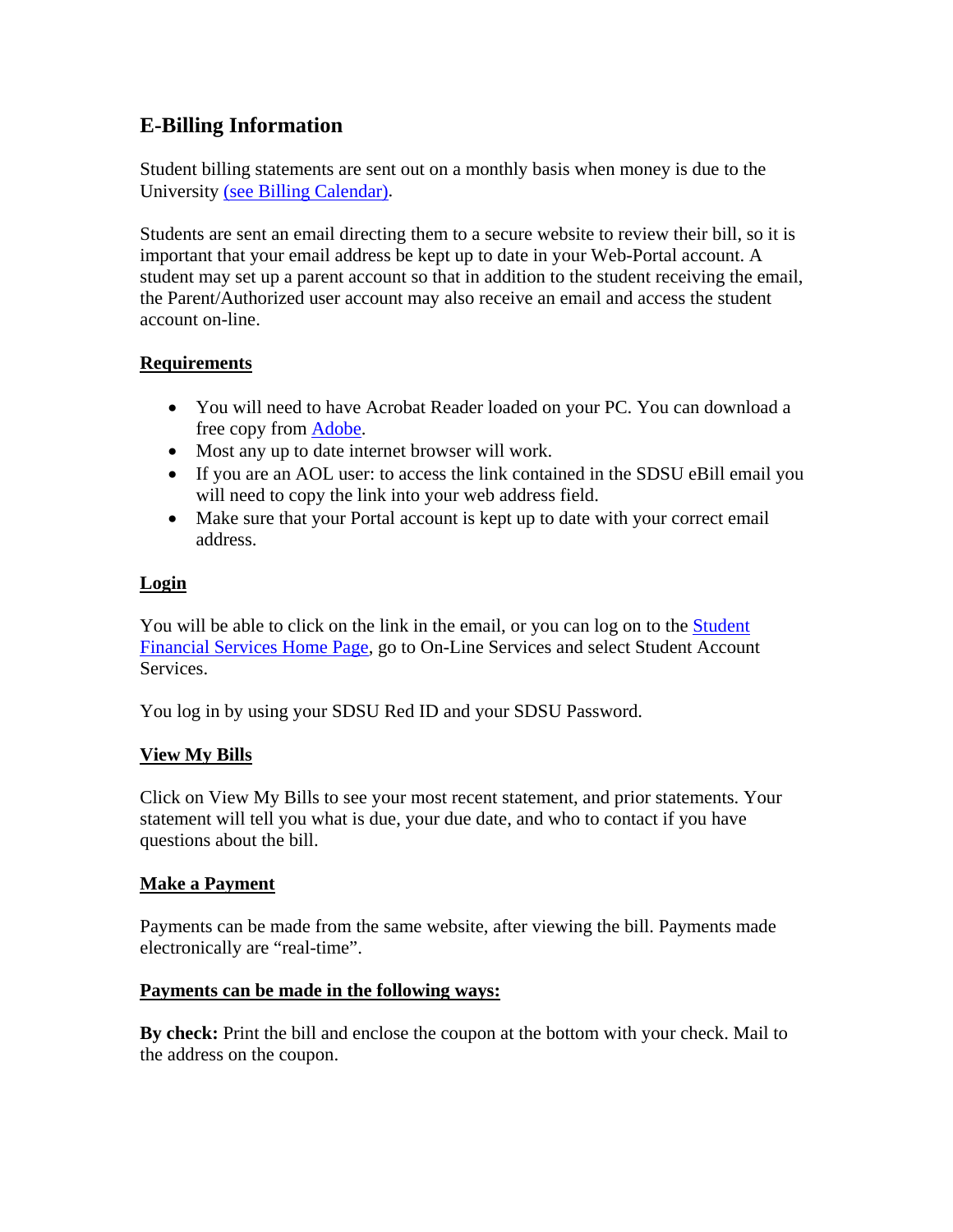# E-Billing Information

Student billing statements are sent out on a monthly basis when money is due to the University (see Billing Calendar).

Students are sent an email directing them to a secure website to review their bill, so it is important that your email address be kept up to date in your Web-Portal account. A student may set up a parent account so that in addition to the student receiving the email, the Parent/Authorized user account may also receive an email and access the student account on-line.

## Requirements

- You will need to have Acrobat Reader loaded on your PC. You can download a free copy from Adobe.
- Most any up to date internet browser will work.
- If you are an AOL user: to access the link contained in the SDSU eBill email you will need to copy the link into your web address field.
- Make sure that your Portal account is kept up to date with your correct email address.

## Login

You will be able to click on the link in the email, or you can log on to the Student Financial Services Home Page, go to On-Line Services and select Student Account Services.

You log in by using your SDSU Red ID and your SDSU Password.

## View My Bills

Click on View My Bills to see your most recent statement, and prior statements. Your statement will tell you what is due, your due date, and who to contact if you have questions about the bill.

## Make a Payment

Payments can be made from the same website, after viewing the bill. Payments made electronically are "real-time".

## Payments can be made in the following ways:

**By check:** Print the bill and enclose the coupon at the bottom with your check. Mail to the address on the coupon.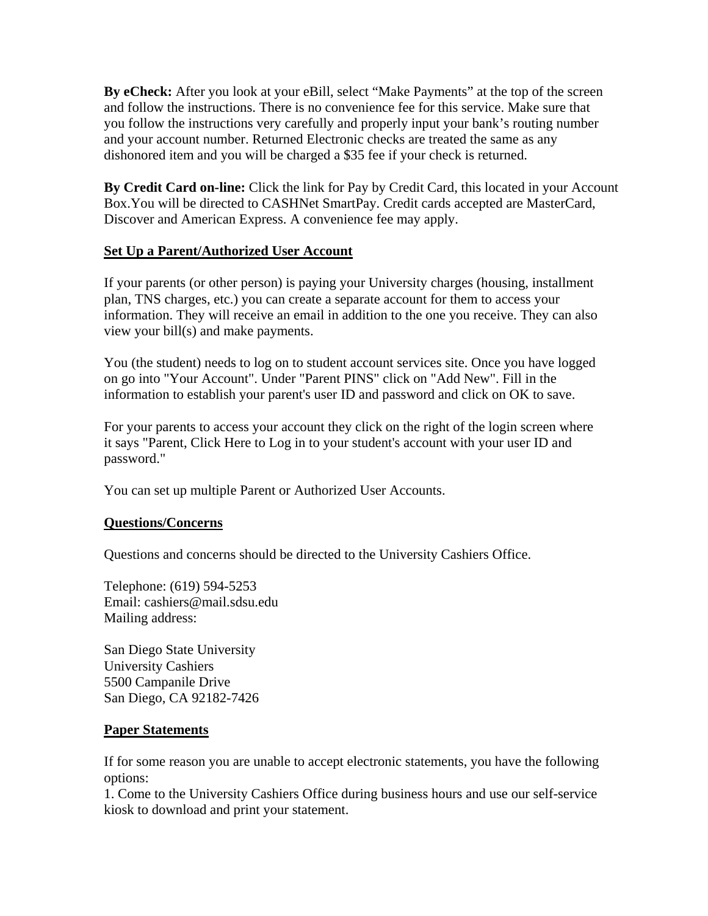**By eCheck:** After you look at your eBill, select "Make Payments" at the top of the screen and follow the instructions. There is no convenience fee for this service. Make sure that you follow the instructions very carefully and properly input your bank's routing number and your account number. Returned Electronic checks are treated the same as any dishonored item and you will be charged a $35 fee if your check is returned.

**By Credit Card on-line:** Click the link for Pay by Credit Card, this located in your Account Box.You will be directed to CASHNet SmartPay. Credit cards accepted are MasterCard, Discover and American Express. A convenience fee may apply.

**Set Up a Parent/Authorized User Account**

If your parents (or other person) is paying your University charges (housing, installment plan, TNS charges, etc.) you can create a separate account for them to access your information. They will receive an email in addition to the one you receive. They can also view your bill(s) and make payments.

You (the student) needs to log on to student account services site. Once you have logged on go into "Your Account". Under "Parent PINS" click on "Add New". Fill in the information to establish your parent's user ID and password and click on OK to save.

For your parents to access your account they click on the right of the login screen where it says "Parent, Click Here to Log in to your student's account with your user ID and password."

You can set up multiple Parent or Authorized User Accounts.

**Questions/Concerns**

Questions and concerns should be directed to the University Cashiers Office.

Telephone: (619) 594-5253
Email: cashiers@mail.sdsu.edu
Mailing address:

San Diego State University
University Cashiers
5500 Campanile Drive
San Diego, CA 92182-7426

**Paper Statements**

If for some reason you are unable to accept electronic statements, you have the following options:
1. Come to the University Cashiers Office during business hours and use our self-service kiosk to download and print your statement.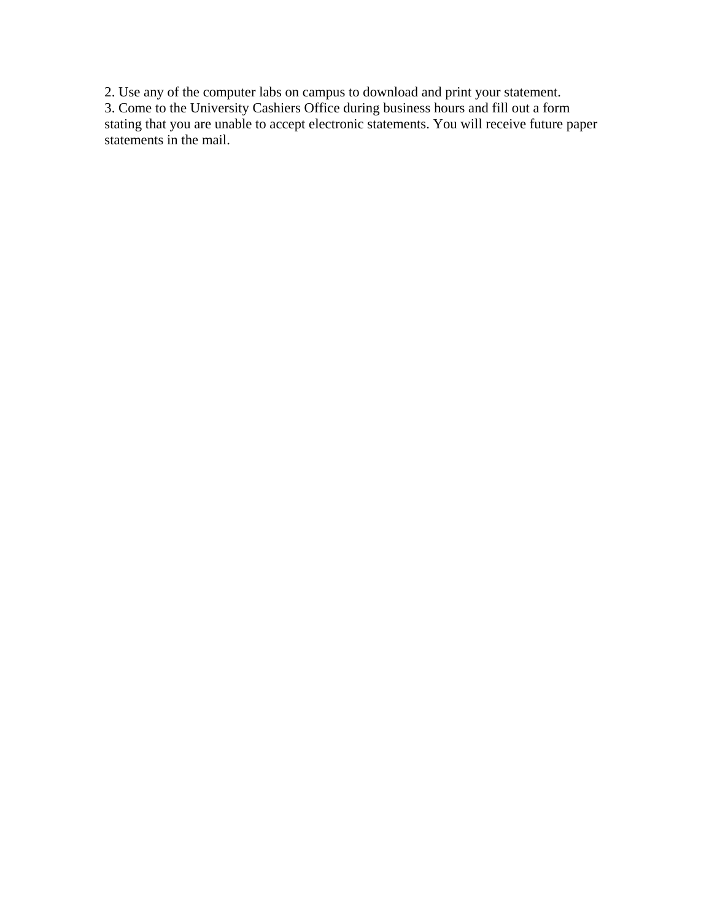2. Use any of the computer labs on campus to download and print your statement.
3. Come to the University Cashiers Office during business hours and fill out a form stating that you are unable to accept electronic statements. You will receive future paper statements in the mail.